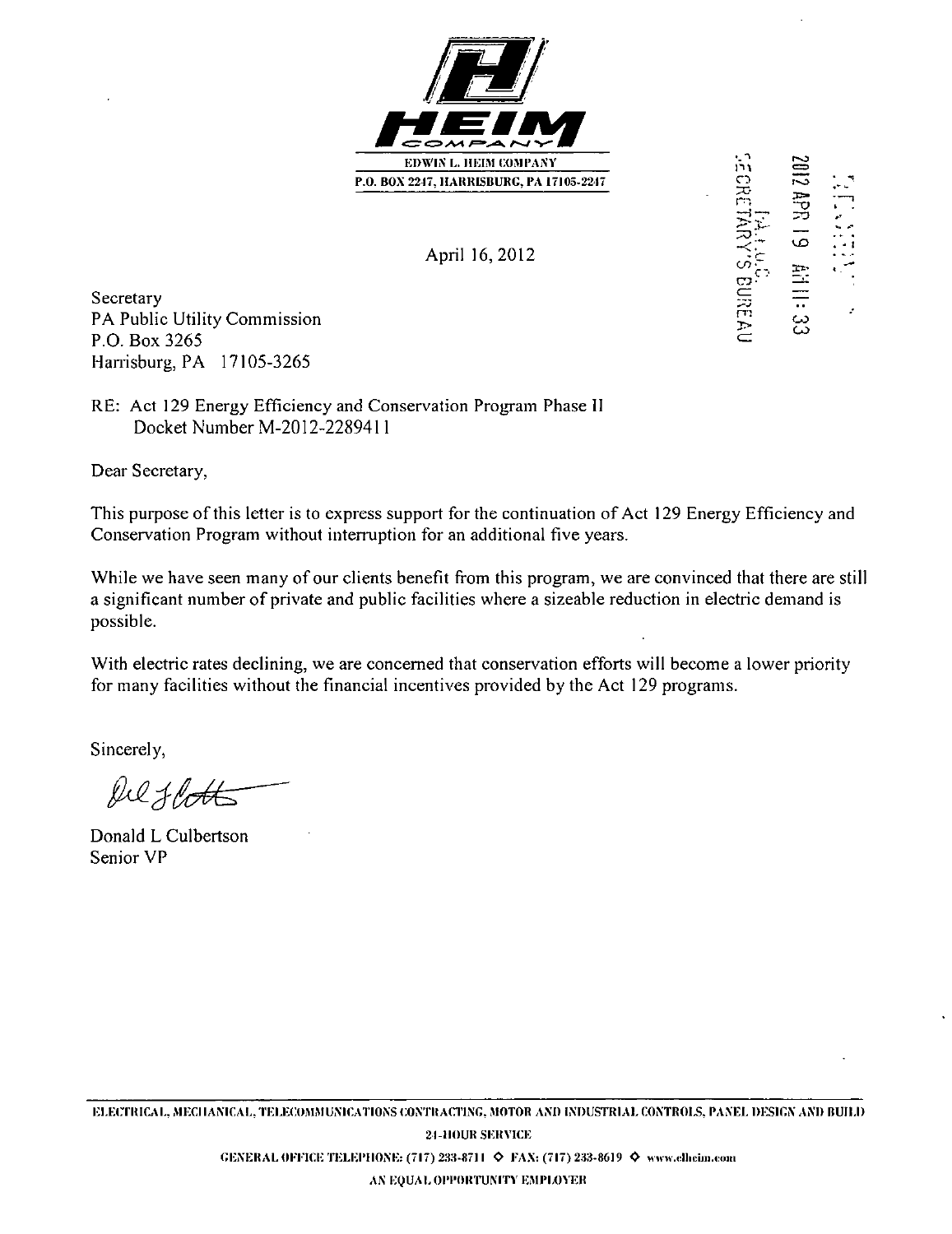**EDWIN L. HEIM COMPANY**
**P.O. BOX 2247, HARRISBURG, PA 17105-2247**

2012 APR 19 AM 11:33

PA P.U.C. SECRETARY'S BUREAU

April 16, 2012

Secretary
PA Public Utility Commission
P.O. Box 3265
Harrisburg, PA 17105-3265

RE: Act 129 Energy Efficiency and Conservation Program Phase II
Docket Number M-2012-2289411

Dear Secretary,

This purpose of this letter is to express support for the continuation of Act 129 Energy Efficiency and Conservation Program without interruption for an additional five years.

While we have seen many of our clients benefit from this program, we are convinced that there are still a significant number of private and public facilities where a sizeable reduction in electric demand is possible.

With electric rates declining, we are concerned that conservation efforts will become a lower priority for many facilities without the financial incentives provided by the Act 129 programs.

Sincerely,

Donald L Culbertson
Senior VP

ELECTRICAL, MECHANICAL, TELECOMMUNICATIONS CONTRACTING, MOTOR AND INDUSTRIAL CONTROLS, PANEL DESIGN AND BUILD

24-HOUR SERVICE

GENERAL OFFICE TELEPHONE: (717) 233-8711 ◇ FAX: (717) 233-8619 ◇ www.elheim.com

AN EQUAL OPPORTUNITY EMPLOYER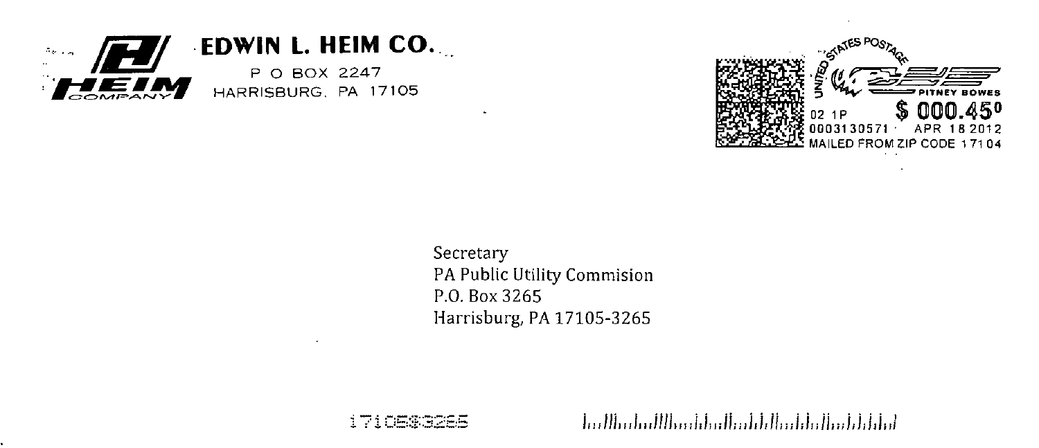**EDWIN L. HEIM CO.**

P O BOX 2247
HARRISBURG, PA 17105

UNITED STATES POSTAGE
PITNEY BOWES
02 1P $ 000.45[0]
0003130571 APR 18 2012
MAILED FROM ZIP CODE 17104

Secretary
PA Public Utility Commision
P.O. Box 3265
Harrisburg, PA 17105-3265

17105$3265